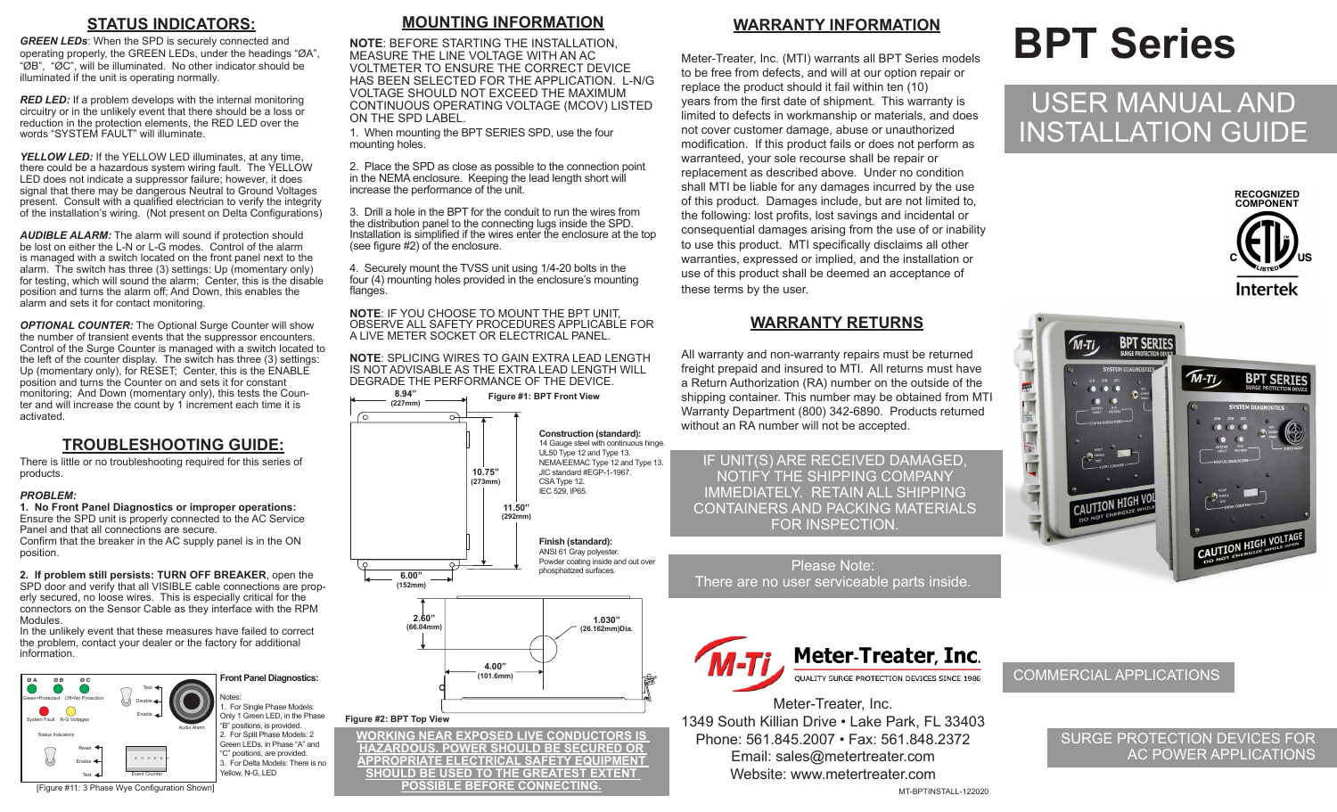## STATUS INDICATORS:

***GREEN LEDs***: When the SPD is securely connected and operating properly, the GREEN LEDs, under the headings "ØA", "ØB", "ØC", will be illuminated. No other indicator should be illuminated if the unit is operating normally.

***RED LED:*** If a problem develops with the internal monitoring circuitry or in the unlikely event that there should be a loss or reduction in the protection elements, the RED LED over the words "SYSTEM FAULT" will illuminate.

***YELLOW LED:*** If the YELLOW LED illuminates, at any time, there could be a hazardous system wiring fault. The YELLOW LED does not indicate a suppressor failure; however, it does signal that there may be dangerous Neutral to Ground Voltages present. Consult with a qualified electrician to verify the integrity of the installation's wiring. (Not present on Delta Configurations)

***AUDIBLE ALARM:*** The alarm will sound if protection should be lost on either the L-N or L-G modes. Control of the alarm is managed with a switch located on the front panel next to the alarm. The switch has three (3) settings: Up (momentary only) for testing, which will sound the alarm; Center, this is the disable position and turns the alarm off; And Down, this enables the alarm and sets it for contact monitoring.

***OPTIONAL COUNTER:*** The Optional Surge Counter will show the number of transient events that the suppressor encounters. Control of the Surge Counter is managed with a switch located to the left of the counter display. The switch has three (3) settings: Up (momentary only), for RESET; Center, this is the ENABLE position and turns the Counter on and sets it for constant monitoring; And Down (momentary only), this tests the Counter and will increase the count by 1 increment each time it is activated.

## TROUBLESHOOTING GUIDE:

There is little or no troubleshooting required for this series of products.

***PROBLEM:***

**1. No Front Panel Diagnostics or improper operations:**
Ensure the SPD unit is properly connected to the AC Service Panel and that all connections are secure.
Confirm that the breaker in the AC supply panel is in the ON position.

**2. If problem still persists: TURN OFF BREAKER**, open the SPD door and verify that all VISIBLE cable connections are properly secured, no loose wires. This is especially critical for the connectors on the Sensor Cable as they interface with the RPM Modules.
In the unlikely event that these measures have failed to correct the problem, contact your dealer or the factory for additional information.

Ø A Ø B Ø C
Green=Protected Off=No Protection
System Fault N-G Voltages
Status Indicators
Test / Disable / Enable — Audio Alarm
Reset / Enable / Test — Event Counter

**Front Panel Diagnostics:**

Notes:
1. For Single Phase Models: Only 1 Green LED, in the Phase "B" positions, is provided.
2. For Split Phase Models: 2 Green LEDs, in Phase "A" and "C" positions, are provided.
3. For Delta Models: There is no Yellow, N-G, LED

[Figure #11: 3 Phase Wye Configuration Shown]

## MOUNTING INFORMATION

**NOTE**: BEFORE STARTING THE INSTALLATION, MEASURE THE LINE VOLTAGE WITH AN AC VOLTMETER TO ENSURE THE CORRECT DEVICE HAS BEEN SELECTED FOR THE APPLICATION. L-N/G VOLTAGE SHOULD NOT EXCEED THE MAXIMUM CONTINUOUS OPERATING VOLTAGE (MCOV) LISTED ON THE SPD LABEL.

1. When mounting the BPT SERIES SPD, use the four mounting holes.

2. Place the SPD as close as possible to the connection point in the NEMA enclosure. Keeping the lead length short will increase the performance of the unit.

3. Drill a hole in the BPT for the conduit to run the wires from the distribution panel to the connecting lugs inside the SPD. Installation is simplified if the wires enter the enclosure at the top (see figure #2) of the enclosure.

4. Securely mount the TVSS unit using 1/4-20 bolts in the four (4) mounting holes provided in the enclosure's mounting flanges.

**NOTE**: IF YOU CHOOSE TO MOUNT THE BPT UNIT, OBSERVE ALL SAFETY PROCEDURES APPLICABLE FOR A LIVE METER SOCKET OR ELECTRICAL PANEL.

**NOTE**: SPLICING WIRES TO GAIN EXTRA LEAD LENGTH IS NOT ADVISABLE AS THE EXTRA LEAD LENGTH WILL DEGRADE THE PERFORMANCE OF THE DEVICE.

**Figure #1: BPT Front View**

8.94" (227mm)
10.75" (273mm)
11.50" (292mm)
6.00" (152mm)

**Construction (standard):**
14 Gauge steel with continuous hinge.
UL50 Type 12 and Type 13.
NEMA/EEMAC Type 12 and Type 13.
JIC standard #EGP-1-1967.
CSA Type 12.
IEC 529, IP65.

**Finish (standard):**
ANSI 61 Gray polyester.
Powder coating inside and out over phosphatized surfaces.

2.60" (66.04mm)
1.030" (26.162mm)Dia.
4.00" (101.6mm)

**Figure #2: BPT Top View**

**WORKING NEAR EXPOSED LIVE CONDUCTORS IS HAZARDOUS. POWER SHOULD BE SECURED OR APPROPRIATE ELECTRICAL SAFETY EQUIPMENT SHOULD BE USED TO THE GREATEST EXTENT POSSIBLE BEFORE CONNECTING.**

## WARRANTY INFORMATION

Meter-Treater, Inc. (MTI) warrants all BPT Series models to be free from defects, and will at our option repair or replace the product should it fail within ten (10) years from the first date of shipment. This warranty is limited to defects in workmanship or materials, and does not cover customer damage, abuse or unauthorized modification. If this product fails or does not perform as warranteed, your sole recourse shall be repair or replacement as described above. Under no condition shall MTI be liable for any damages incurred by the use of this product. Damages include, but are not limited to, the following: lost profits, lost savings and incidental or consequential damages arising from the use of or inability to use this product. MTI specifically disclaims all other warranties, expressed or implied, and the installation or use of this product shall be deemed an acceptance of these terms by the user.

## WARRANTY RETURNS

All warranty and non-warranty repairs must be returned freight prepaid and insured to MTI. All returns must have a Return Authorization (RA) number on the outside of the shipping container. This number may be obtained from MTI Warranty Department (800) 342-6890. Products returned without an RA number will not be accepted.

IF UNIT(S) ARE RECEIVED DAMAGED, NOTIFY THE SHIPPING COMPANY IMMEDIATELY. RETAIN ALL SHIPPING CONTAINERS AND PACKING MATERIALS FOR INSPECTION.

Please Note:
There are no user serviceable parts inside.

Meter-Treater, Inc.
QUALITY SURGE PROTECTION DEVICES SINCE 1986

Meter-Treater, Inc.
1349 South Killian Drive • Lake Park, FL 33403
Phone: 561.845.2007 • Fax: 561.848.2372
Email: sales@metertreater.com
Website: www.metertreater.com

MT-BPTINSTALL-122020

# BPT Series

## USER MANUAL AND INSTALLATION GUIDE

RECOGNIZED COMPONENT
Intertek

COMMERCIAL APPLICATIONS

SURGE PROTECTION DEVICES FOR AC POWER APPLICATIONS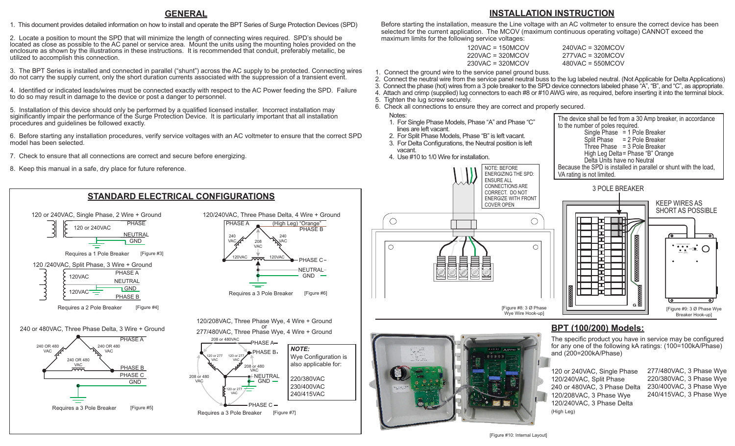## GENERAL

1. This document provides detailed information on how to install and operate the BPT Series of Surge Protection Devices (SPD)

2. Locate a position to mount the SPD that will minimize the length of connecting wires required. SPD's should be located as close as possible to the AC panel or service area. Mount the units using the mounting holes provided on the enclosure as shown by the illustrations in these instructions. It is recommended that conduit, preferably metallic, be utilized to accomplish this connection.

3. The BPT Series is installed and connected in parallel ("shunt") across the AC supply to be protected. Connecting wires do not carry the supply current, only the short duration currents associated with the suppression of a transient event.

4. Identified or indicated leads/wires must be connected exactly with respect to the AC Power feeding the SPD. Failure to do so may result in damage to the device or post a danger to personnel.

5. Installation of this device should only be performed by a qualified licensed installer. Incorrect installation may siginificantly impair the performance of the Surge Protection Device. It is particularly important that all installation procedures and guidelines be followed exactly.

6. Before starting any installation procedures, verify service voltages with an AC voltmeter to ensure that the correct SPD model has been selected.

7. Check to ensure that all connections are correct and secure before energizing.

8. Keep this manual in a safe, dry place for future reference.

## STANDARD ELECTRICAL CONFIGURATIONS

120 or 240VAC, Single Phase, 2 Wire + Ground

120 or 240VAC
PHASE
NEUTRAL
GND

Requires a 1 Pole Breaker [Figure #3]

120 /240VAC, Split Phase, 3 Wire + Ground

120VAC
120VAC
PHASE A
NEUTRAL
GND
PHASE B

Requires a 2 Pole Breaker [Figure #4]

240 or 480VAC, Three Phase Delta, 3 Wire + Ground

240 OR 480 VAC
240 OR 480 VAC
240 OR 480 VAC
PHASE A
PHASE B
PHASE C
GND

Requires a 3 Pole Breaker [Figure #5]

120/240VAC, Three Phase Delta, 4 Wire + Ground

PHASE A
(High Leg) "Orange"
PHASE B
240 VAC
208 VAC
240 VAC
120VAC
120VAC
PHASE C
NEUTRAL
GND

Requires a 3 Pole Breaker [Figure #6]

120/208VAC, Three Phase Wye, 4 Wire + Ground
or
277/480VAC, Three Phase Wye, 4 Wire + Ground

208 or 480VAC
PHASE A
PHASE B
120 or 277 VAC
120 or 277 VAC
208 or 480 VAC
208 or 480 VAC
NEUTRAL
GND
120 or 277 VAC
PHASE C

Requires a 3 Pole Breaker [Figure #7]

*NOTE:*
Wye Configuration is also applicable for:

220/380VAC
230/400VAC
240/415VAC

## INSTALLATION INSTRUCTION

Before starting the installation, measure the Line voltage with an AC voltmeter to ensure the correct device has been selected for the current application. The MCOV (maximum continuous operating voltage) CANNOT exceed the maximum limits for the following service voltages:

| | |
|---|---|
| 120VAC = 150MCOV | 240VAC = 320MCOV |
| 220VAC = 320MCOV | 277VAC = 320MCOV |
| 230VAC = 320MCOV | 480VAC = 550MCOV |

1. Connect the ground wire to the service panel ground buss.
2. Connect the neutral wire from the service panel neutral buss to the lug labeled neutral. (Not Applicable for Delta Applications)
3. Connect the phase (hot) wires from a 3 pole breaker to the SPD device connectors labeled phase "A", "B", and "C", as appropriate.
4. Attach and crimp (supplied) lug connectors to each #8 or #10 AWG wire, as required, before inserting it into the terminal block.
5. Tighten the lug screw securely.
6. Check all connections to ensure they are correct and properly secured.

Notes:
1. For Single Phase Models, Phase "A" and Phase "C" lines are left vacant.
2. For Split Phase Models, Phase "B" is left vacant.
3. For Delta Configurations, the Neutral position is left vacant.
4. Use #10 to 1/0 Wire for installation.

The device shall be fed from a 30 Amp breaker, in accordance to the number of poles required.
Single Phase = 1 Pole Breaker
Split Phase = 2 Pole Breaker
Three Phase = 3 Pole Breaker
High Leg Delta = Phase "B" Orange
Delta Units have no Neutral
Because the SPD is installed in parallel or shunt with the load, VA rating is not limited.

NOTE: BEFORE ENERGIZING THE SPD: ENSURE ALL CONNECTIONS ARE CORRECT. DO NOT ENERGIZE WITH FRONT COVER OPEN

[Figure #8: 3 Ø Phase Wye Wire Hook-up]

3 POLE BREAKER

KEEP WIRES AS SHORT AS POSSIBLE

[Figure #9: 3 Ø Phase Wye Breaker Hook-up]

[Figure #10: Internal Layout]

## BPT (100/200) Models:

The specific product you have in service may be configured for any one of the following kA ratings: (100=100kA/Phase) and (200=200kA/Phase)

120 or 240VAC, Single Phase
120/240VAC, Split Phase
240 or 480VAC, 3 Phase Delta
120/208VAC, 3 Phase Wye
120/240VAC, 3 Phase Delta (High Leg)
277/480VAC, 3 Phase Wye
220/380VAC, 3 Phase Wye
230/400VAC, 3 Phase Wye
240/415VAC, 3 Phase Wye